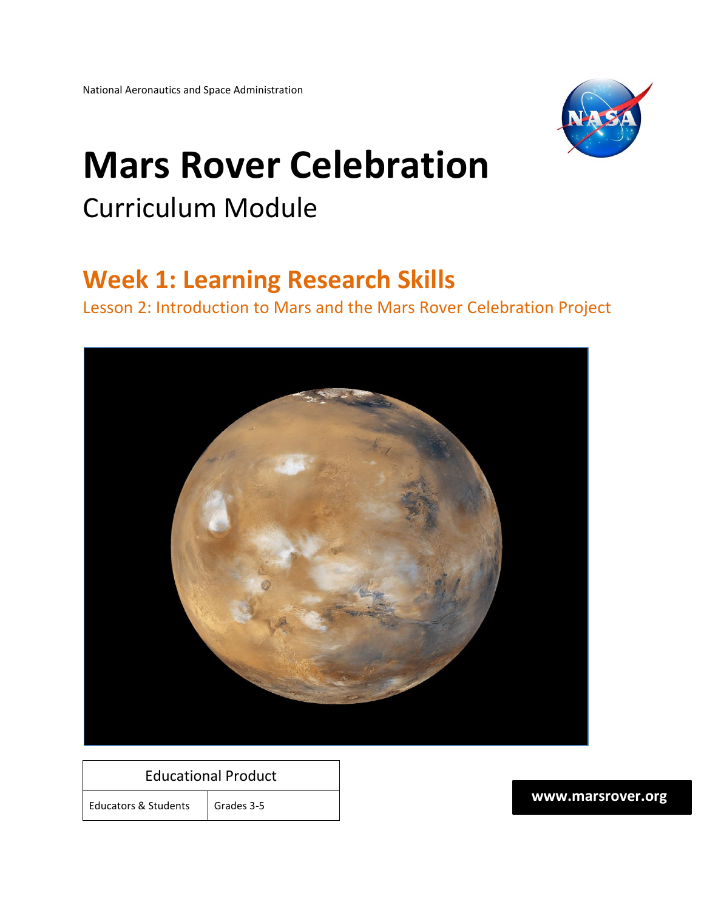National Aeronautics and Space Administration

# Mars Rover Celebration

## Curriculum Module

## Week 1: Learning Research Skills

### Lesson 2: Introduction to Mars and the Mars Rover Celebration Project

| Educational Product | |
|---|---|
| Educators & Students | Grades 3-5 |

**www.marsrover.org**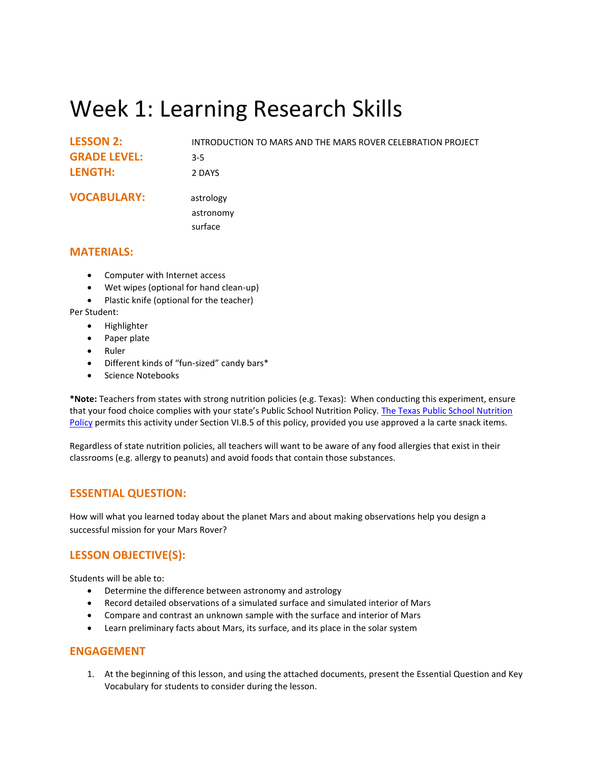# Week 1: Learning Research Skills

**LESSON 2:** INTRODUCTION TO MARS AND THE MARS ROVER CELEBRATION PROJECT
**GRADE LEVEL:** 3-5
**LENGTH:** 2 DAYS

**VOCABULARY:**
astrology
astronomy
surface

## MATERIALS:

- Computer with Internet access
- Wet wipes (optional for hand clean-up)
- Plastic knife (optional for the teacher)

Per Student:

- Highlighter
- Paper plate
- Ruler
- Different kinds of "fun-sized" candy bars*
- Science Notebooks

***Note:** Teachers from states with strong nutrition policies (e.g. Texas): When conducting this experiment, ensure that your food choice complies with your state's Public School Nutrition Policy. The Texas Public School Nutrition Policy permits this activity under Section VI.B.5 of this policy, provided you use approved a la carte snack items.

Regardless of state nutrition policies, all teachers will want to be aware of any food allergies that exist in their classrooms (e.g. allergy to peanuts) and avoid foods that contain those substances.

## ESSENTIAL QUESTION:

How will what you learned today about the planet Mars and about making observations help you design a successful mission for your Mars Rover?

## LESSON OBJECTIVE(S):

Students will be able to:

- Determine the difference between astronomy and astrology
- Record detailed observations of a simulated surface and simulated interior of Mars
- Compare and contrast an unknown sample with the surface and interior of Mars
- Learn preliminary facts about Mars, its surface, and its place in the solar system

## ENGAGEMENT

1. At the beginning of this lesson, and using the attached documents, present the Essential Question and Key Vocabulary for students to consider during the lesson.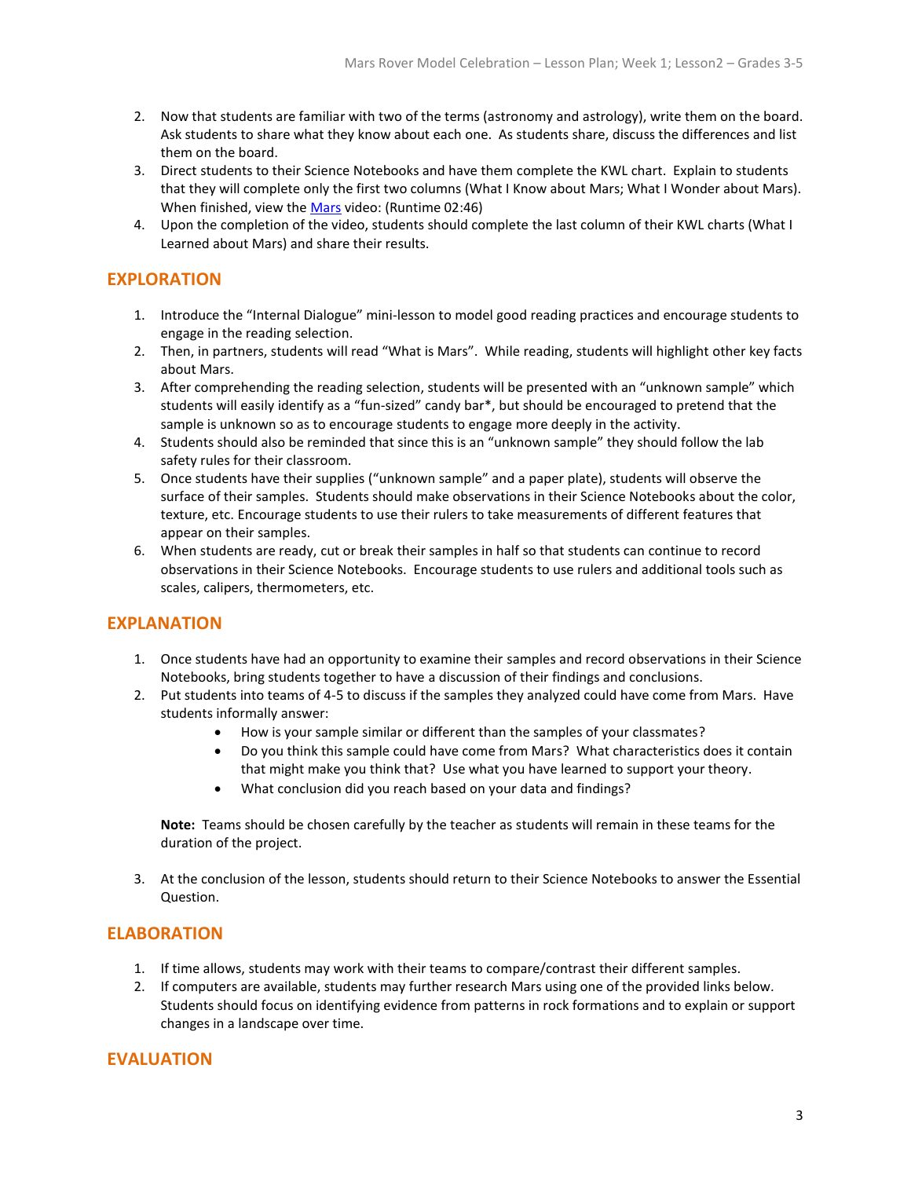2. Now that students are familiar with two of the terms (astronomy and astrology), write them on the board. Ask students to share what they know about each one. As students share, discuss the differences and list them on the board.
3. Direct students to their Science Notebooks and have them complete the KWL chart. Explain to students that they will complete only the first two columns (What I Know about Mars; What I Wonder about Mars). When finished, view the Mars video: (Runtime 02:46)
4. Upon the completion of the video, students should complete the last column of their KWL charts (What I Learned about Mars) and share their results.

## EXPLORATION

1. Introduce the "Internal Dialogue" mini-lesson to model good reading practices and encourage students to engage in the reading selection.
2. Then, in partners, students will read "What is Mars". While reading, students will highlight other key facts about Mars.
3. After comprehending the reading selection, students will be presented with an "unknown sample" which students will easily identify as a "fun-sized" candy bar*, but should be encouraged to pretend that the sample is unknown so as to encourage students to engage more deeply in the activity.
4. Students should also be reminded that since this is an "unknown sample" they should follow the lab safety rules for their classroom.
5. Once students have their supplies ("unknown sample" and a paper plate), students will observe the surface of their samples. Students should make observations in their Science Notebooks about the color, texture, etc. Encourage students to use their rulers to take measurements of different features that appear on their samples.
6. When students are ready, cut or break their samples in half so that students can continue to record observations in their Science Notebooks. Encourage students to use rulers and additional tools such as scales, calipers, thermometers, etc.

## EXPLANATION

1. Once students have had an opportunity to examine their samples and record observations in their Science Notebooks, bring students together to have a discussion of their findings and conclusions.
2. Put students into teams of 4-5 to discuss if the samples they analyzed could have come from Mars. Have students informally answer:
   - How is your sample similar or different than the samples of your classmates?
   - Do you think this sample could have come from Mars? What characteristics does it contain that might make you think that? Use what you have learned to support your theory.
   - What conclusion did you reach based on your data and findings?

   **Note:** Teams should be chosen carefully by the teacher as students will remain in these teams for the duration of the project.

3. At the conclusion of the lesson, students should return to their Science Notebooks to answer the Essential Question.

## ELABORATION

1. If time allows, students may work with their teams to compare/contrast their different samples.
2. If computers are available, students may further research Mars using one of the provided links below. Students should focus on identifying evidence from patterns in rock formations and to explain or support changes in a landscape over time.

## EVALUATION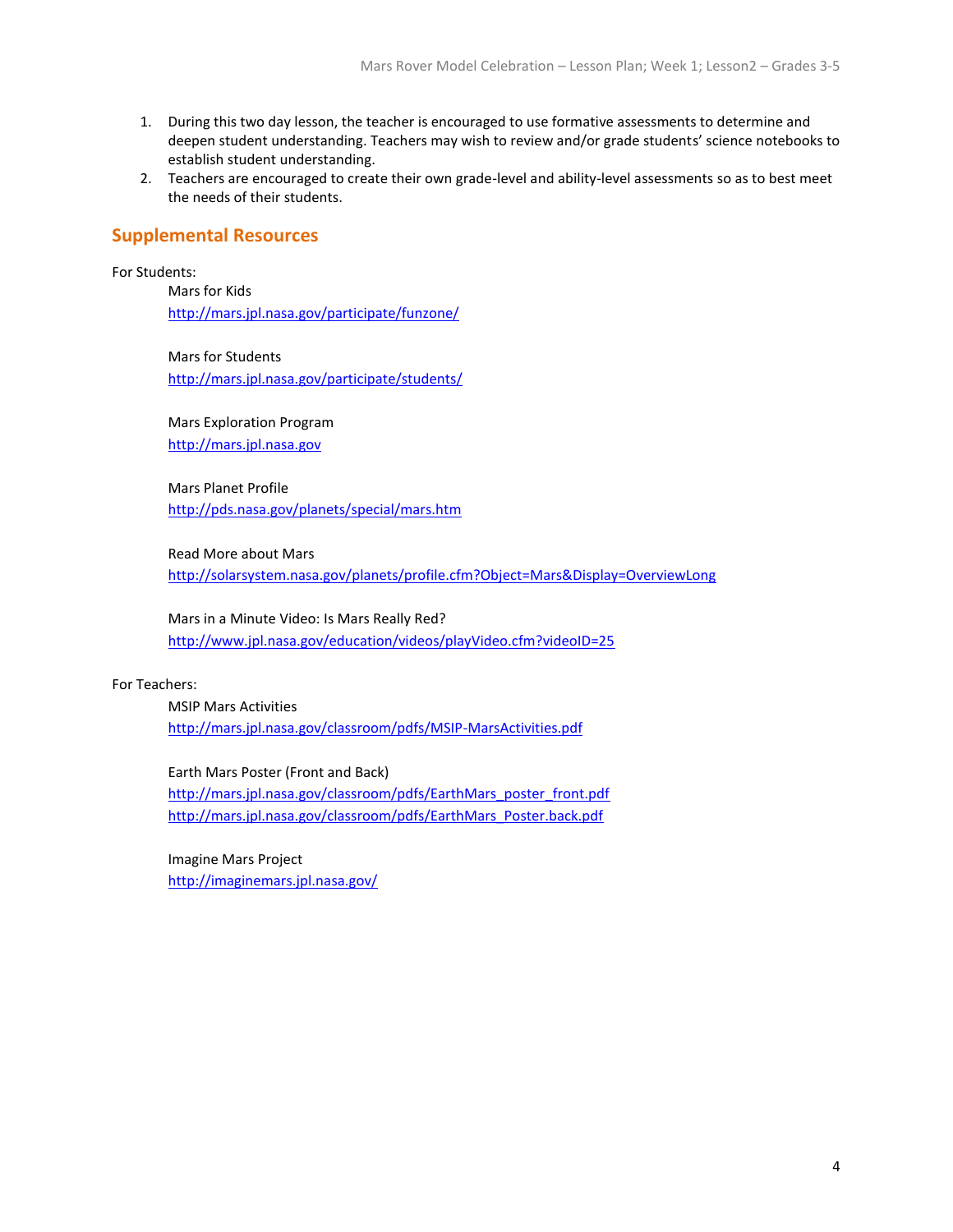1. During this two day lesson, the teacher is encouraged to use formative assessments to determine and deepen student understanding. Teachers may wish to review and/or grade students' science notebooks to establish student understanding.
2. Teachers are encouraged to create their own grade-level and ability-level assessments so as to best meet the needs of their students.

## Supplemental Resources

For Students:

Mars for Kids
http://mars.jpl.nasa.gov/participate/funzone/

Mars for Students
http://mars.jpl.nasa.gov/participate/students/

Mars Exploration Program
http://mars.jpl.nasa.gov

Mars Planet Profile
http://pds.nasa.gov/planets/special/mars.htm

Read More about Mars
http://solarsystem.nasa.gov/planets/profile.cfm?Object=Mars&Display=OverviewLong

Mars in a Minute Video: Is Mars Really Red?
http://www.jpl.nasa.gov/education/videos/playVideo.cfm?videoID=25

For Teachers:

MSIP Mars Activities
http://mars.jpl.nasa.gov/classroom/pdfs/MSIP-MarsActivities.pdf

Earth Mars Poster (Front and Back)
http://mars.jpl.nasa.gov/classroom/pdfs/EarthMars_poster_front.pdf
http://mars.jpl.nasa.gov/classroom/pdfs/EarthMars_Poster.back.pdf

Imagine Mars Project
http://imaginemars.jpl.nasa.gov/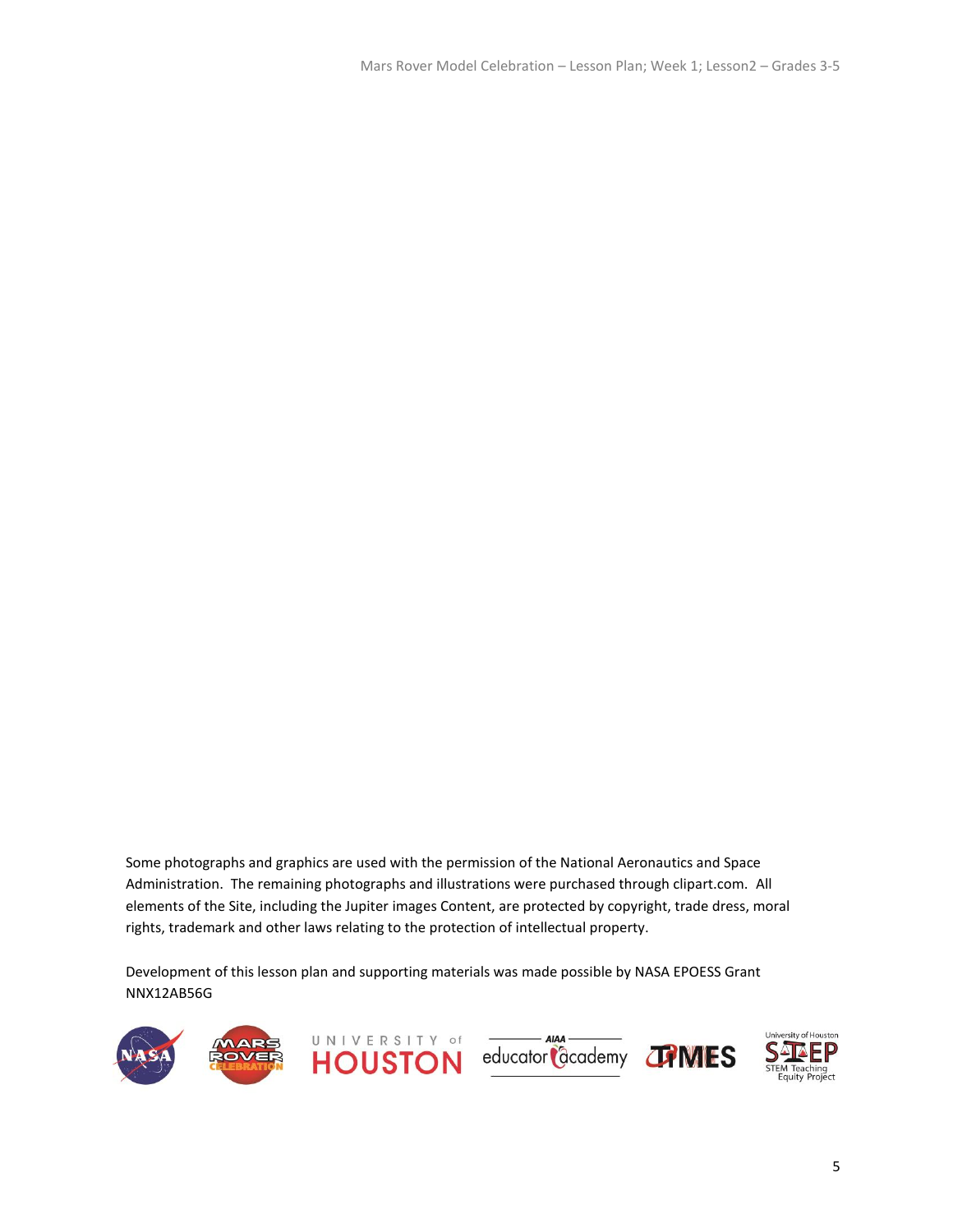Some photographs and graphics are used with the permission of the National Aeronautics and Space Administration. The remaining photographs and illustrations were purchased through clipart.com. All elements of the Site, including the Jupiter images Content, are protected by copyright, trade dress, moral rights, trademark and other laws relating to the protection of intellectual property.

Development of this lesson plan and supporting materials was made possible by NASA EPOESS Grant NNX12AB56G